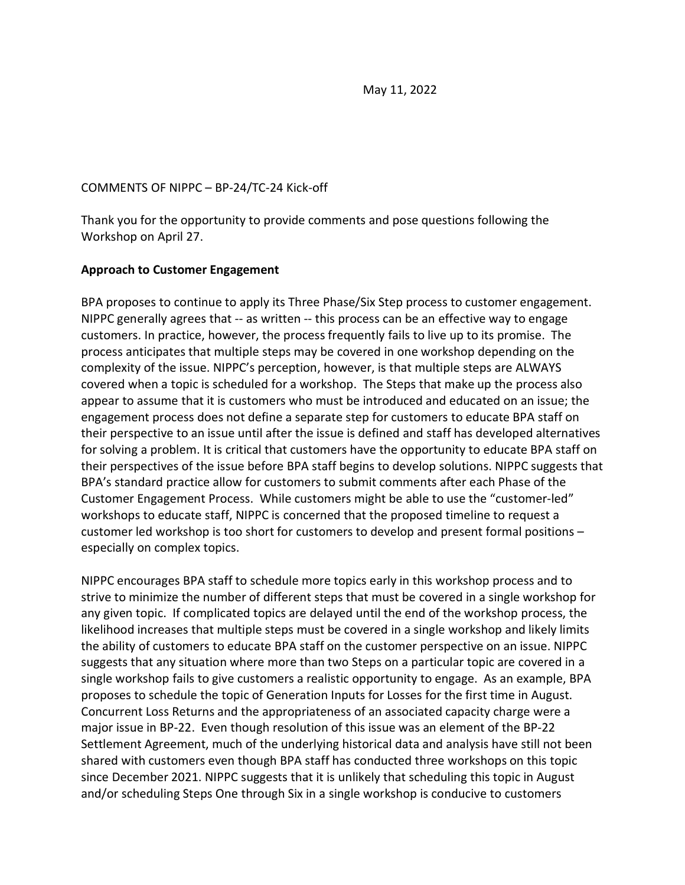May 11, 2022

COMMENTS OF NIPPC – BP-24/TC-24 Kick-off

Thank you for the opportunity to provide comments and pose questions following the Workshop on April 27.

**Approach to Customer Engagement**

BPA proposes to continue to apply its Three Phase/Six Step process to customer engagement. NIPPC generally agrees that -- as written -- this process can be an effective way to engage customers. In practice, however, the process frequently fails to live up to its promise. The process anticipates that multiple steps may be covered in one workshop depending on the complexity of the issue. NIPPC's perception, however, is that multiple steps are ALWAYS covered when a topic is scheduled for a workshop. The Steps that make up the process also appear to assume that it is customers who must be introduced and educated on an issue; the engagement process does not define a separate step for customers to educate BPA staff on their perspective to an issue until after the issue is defined and staff has developed alternatives for solving a problem. It is critical that customers have the opportunity to educate BPA staff on their perspectives of the issue before BPA staff begins to develop solutions. NIPPC suggests that BPA's standard practice allow for customers to submit comments after each Phase of the Customer Engagement Process. While customers might be able to use the "customer-led" workshops to educate staff, NIPPC is concerned that the proposed timeline to request a customer led workshop is too short for customers to develop and present formal positions – especially on complex topics.

NIPPC encourages BPA staff to schedule more topics early in this workshop process and to strive to minimize the number of different steps that must be covered in a single workshop for any given topic. If complicated topics are delayed until the end of the workshop process, the likelihood increases that multiple steps must be covered in a single workshop and likely limits the ability of customers to educate BPA staff on the customer perspective on an issue. NIPPC suggests that any situation where more than two Steps on a particular topic are covered in a single workshop fails to give customers a realistic opportunity to engage. As an example, BPA proposes to schedule the topic of Generation Inputs for Losses for the first time in August. Concurrent Loss Returns and the appropriateness of an associated capacity charge were a major issue in BP-22. Even though resolution of this issue was an element of the BP-22 Settlement Agreement, much of the underlying historical data and analysis have still not been shared with customers even though BPA staff has conducted three workshops on this topic since December 2021. NIPPC suggests that it is unlikely that scheduling this topic in August and/or scheduling Steps One through Six in a single workshop is conducive to customers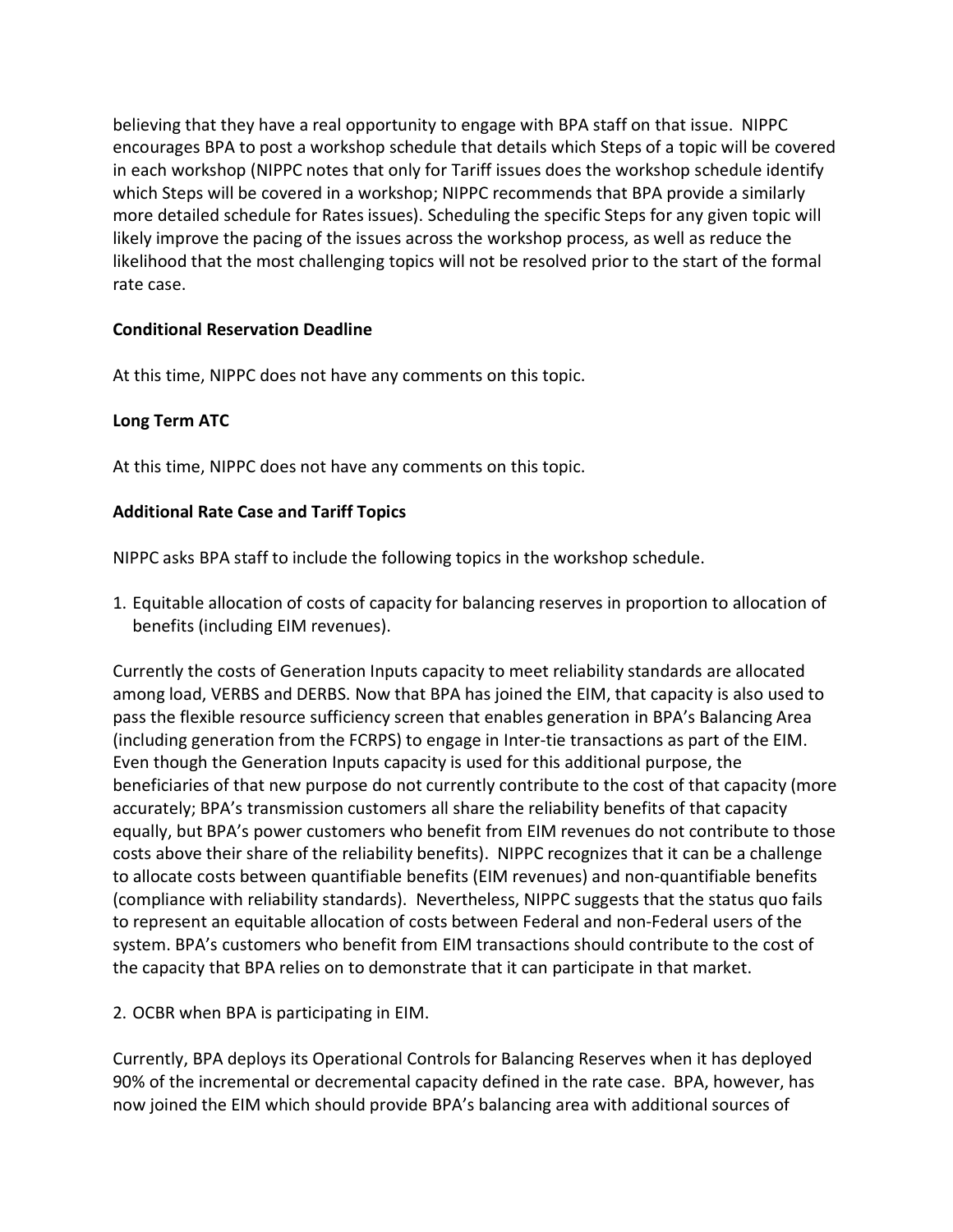believing that they have a real opportunity to engage with BPA staff on that issue. NIPPC encourages BPA to post a workshop schedule that details which Steps of a topic will be covered in each workshop (NIPPC notes that only for Tariff issues does the workshop schedule identify which Steps will be covered in a workshop; NIPPC recommends that BPA provide a similarly more detailed schedule for Rates issues). Scheduling the specific Steps for any given topic will likely improve the pacing of the issues across the workshop process, as well as reduce the likelihood that the most challenging topics will not be resolved prior to the start of the formal rate case.

**Conditional Reservation Deadline**

At this time, NIPPC does not have any comments on this topic.

**Long Term ATC**

At this time, NIPPC does not have any comments on this topic.

**Additional Rate Case and Tariff Topics**

NIPPC asks BPA staff to include the following topics in the workshop schedule.

1. Equitable allocation of costs of capacity for balancing reserves in proportion to allocation of benefits (including EIM revenues).

Currently the costs of Generation Inputs capacity to meet reliability standards are allocated among load, VERBS and DERBS. Now that BPA has joined the EIM, that capacity is also used to pass the flexible resource sufficiency screen that enables generation in BPA's Balancing Area (including generation from the FCRPS) to engage in Inter-tie transactions as part of the EIM. Even though the Generation Inputs capacity is used for this additional purpose, the beneficiaries of that new purpose do not currently contribute to the cost of that capacity (more accurately; BPA's transmission customers all share the reliability benefits of that capacity equally, but BPA's power customers who benefit from EIM revenues do not contribute to those costs above their share of the reliability benefits). NIPPC recognizes that it can be a challenge to allocate costs between quantifiable benefits (EIM revenues) and non-quantifiable benefits (compliance with reliability standards). Nevertheless, NIPPC suggests that the status quo fails to represent an equitable allocation of costs between Federal and non-Federal users of the system. BPA's customers who benefit from EIM transactions should contribute to the cost of the capacity that BPA relies on to demonstrate that it can participate in that market.

2. OCBR when BPA is participating in EIM.

Currently, BPA deploys its Operational Controls for Balancing Reserves when it has deployed 90% of the incremental or decremental capacity defined in the rate case. BPA, however, has now joined the EIM which should provide BPA's balancing area with additional sources of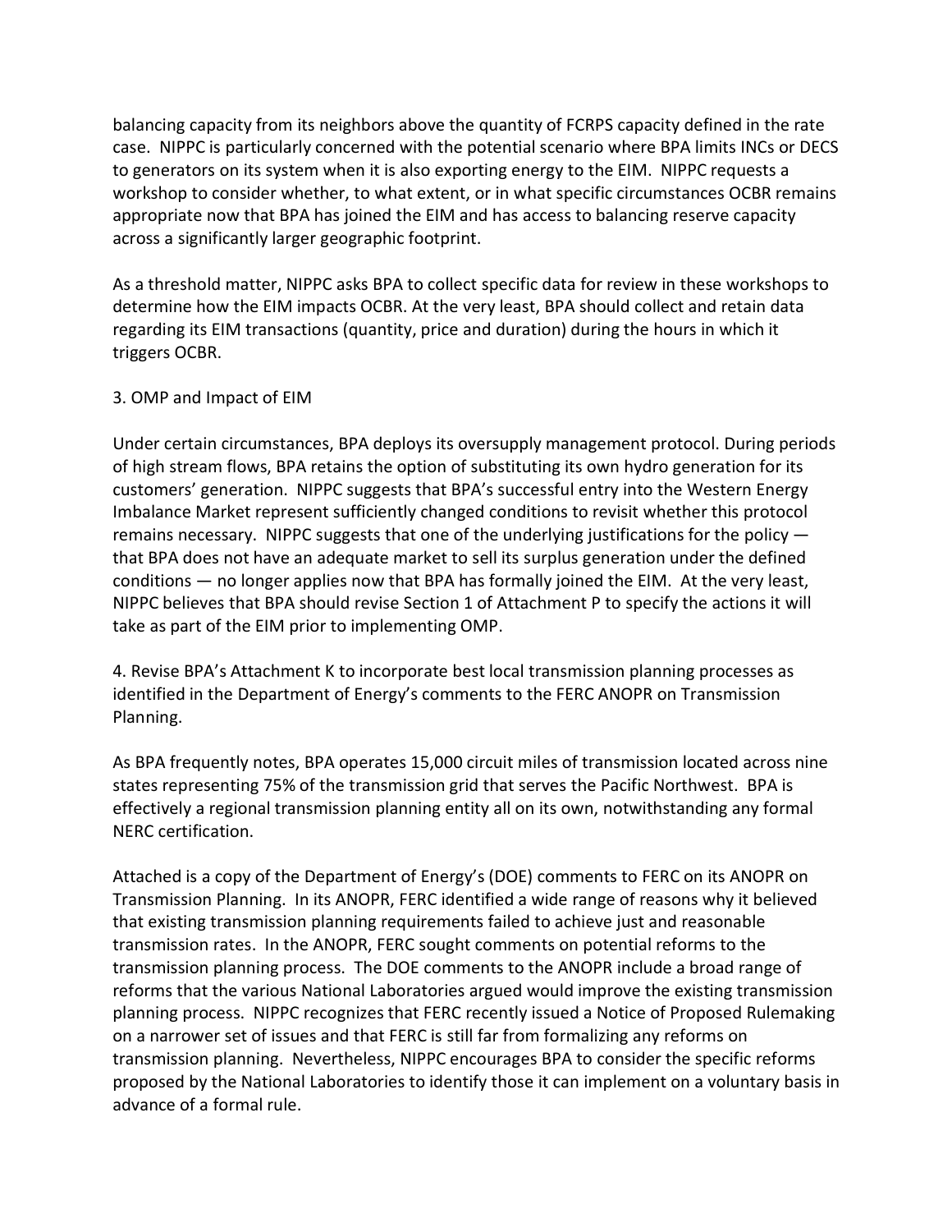balancing capacity from its neighbors above the quantity of FCRPS capacity defined in the rate case. NIPPC is particularly concerned with the potential scenario where BPA limits INCs or DECS to generators on its system when it is also exporting energy to the EIM. NIPPC requests a workshop to consider whether, to what extent, or in what specific circumstances OCBR remains appropriate now that BPA has joined the EIM and has access to balancing reserve capacity across a significantly larger geographic footprint.

As a threshold matter, NIPPC asks BPA to collect specific data for review in these workshops to determine how the EIM impacts OCBR. At the very least, BPA should collect and retain data regarding its EIM transactions (quantity, price and duration) during the hours in which it triggers OCBR.

3. OMP and Impact of EIM

Under certain circumstances, BPA deploys its oversupply management protocol. During periods of high stream flows, BPA retains the option of substituting its own hydro generation for its customers' generation. NIPPC suggests that BPA's successful entry into the Western Energy Imbalance Market represent sufficiently changed conditions to revisit whether this protocol remains necessary. NIPPC suggests that one of the underlying justifications for the policy — that BPA does not have an adequate market to sell its surplus generation under the defined conditions — no longer applies now that BPA has formally joined the EIM. At the very least, NIPPC believes that BPA should revise Section 1 of Attachment P to specify the actions it will take as part of the EIM prior to implementing OMP.

4. Revise BPA's Attachment K to incorporate best local transmission planning processes as identified in the Department of Energy's comments to the FERC ANOPR on Transmission Planning.

As BPA frequently notes, BPA operates 15,000 circuit miles of transmission located across nine states representing 75% of the transmission grid that serves the Pacific Northwest. BPA is effectively a regional transmission planning entity all on its own, notwithstanding any formal NERC certification.

Attached is a copy of the Department of Energy's (DOE) comments to FERC on its ANOPR on Transmission Planning. In its ANOPR, FERC identified a wide range of reasons why it believed that existing transmission planning requirements failed to achieve just and reasonable transmission rates. In the ANOPR, FERC sought comments on potential reforms to the transmission planning process. The DOE comments to the ANOPR include a broad range of reforms that the various National Laboratories argued would improve the existing transmission planning process. NIPPC recognizes that FERC recently issued a Notice of Proposed Rulemaking on a narrower set of issues and that FERC is still far from formalizing any reforms on transmission planning. Nevertheless, NIPPC encourages BPA to consider the specific reforms proposed by the National Laboratories to identify those it can implement on a voluntary basis in advance of a formal rule.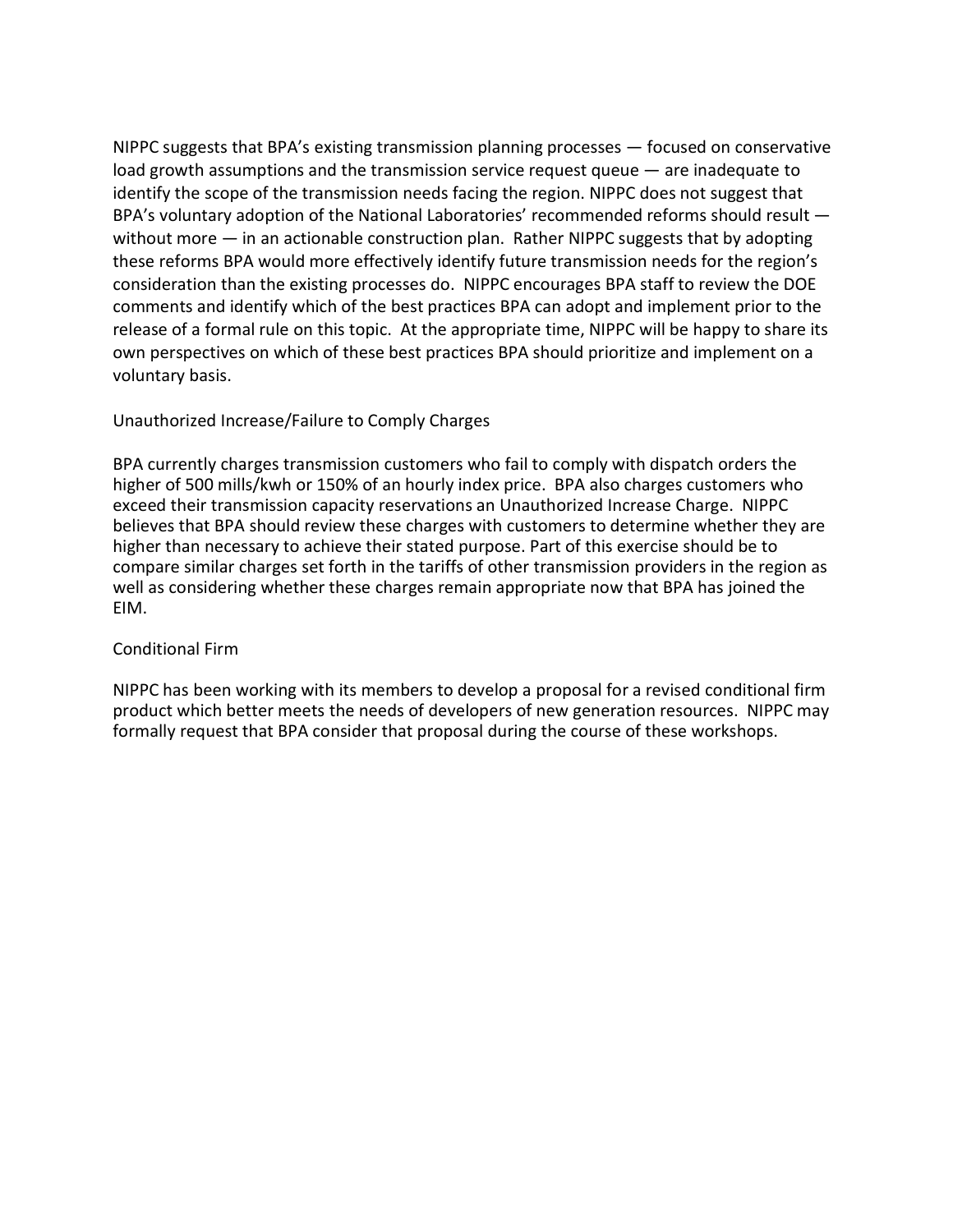NIPPC suggests that BPA's existing transmission planning processes — focused on conservative load growth assumptions and the transmission service request queue — are inadequate to identify the scope of the transmission needs facing the region. NIPPC does not suggest that BPA's voluntary adoption of the National Laboratories' recommended reforms should result — without more — in an actionable construction plan. Rather NIPPC suggests that by adopting these reforms BPA would more effectively identify future transmission needs for the region's consideration than the existing processes do. NIPPC encourages BPA staff to review the DOE comments and identify which of the best practices BPA can adopt and implement prior to the release of a formal rule on this topic. At the appropriate time, NIPPC will be happy to share its own perspectives on which of these best practices BPA should prioritize and implement on a voluntary basis.

## Unauthorized Increase/Failure to Comply Charges

BPA currently charges transmission customers who fail to comply with dispatch orders the higher of 500 mills/kwh or 150% of an hourly index price. BPA also charges customers who exceed their transmission capacity reservations an Unauthorized Increase Charge. NIPPC believes that BPA should review these charges with customers to determine whether they are higher than necessary to achieve their stated purpose. Part of this exercise should be to compare similar charges set forth in the tariffs of other transmission providers in the region as well as considering whether these charges remain appropriate now that BPA has joined the EIM.

## Conditional Firm

NIPPC has been working with its members to develop a proposal for a revised conditional firm product which better meets the needs of developers of new generation resources. NIPPC may formally request that BPA consider that proposal during the course of these workshops.